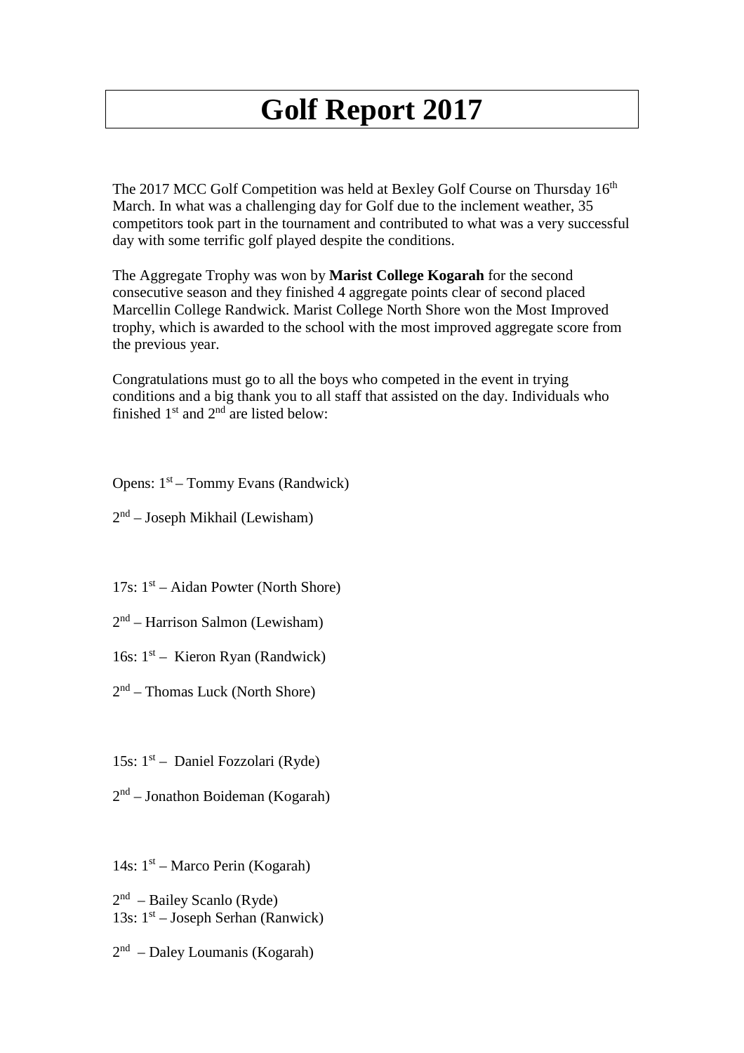# Golf Report 2017

The 2017 MCC Golf Competition was held at Bexley Golf Course on Thursday 16th March. In what was a challenging day for Golf due to the inclement weather, 35 competitors took part in the tournament and contributed to what was a very successful day with some terrific golf played despite the conditions.

The Aggregate Trophy was won by **Marist College Kogarah** for the second consecutive season and they finished 4 aggregate points clear of second placed Marcellin College Randwick. Marist College North Shore won the Most Improved trophy, which is awarded to the school with the most improved aggregate score from the previous year.

Congratulations must go to all the boys who competed in the event in trying conditions and a big thank you to all staff that assisted on the day. Individuals who finished 1st and 2nd are listed below:

Opens: 1st – Tommy Evans (Randwick)

2nd – Joseph Mikhail (Lewisham)

17s: 1st – Aidan Powter (North Shore)

2nd – Harrison Salmon (Lewisham)

16s: 1st – Kieron Ryan (Randwick)

2nd – Thomas Luck (North Shore)

15s: 1st – Daniel Fozzolari (Ryde)

2nd – Jonathon Boideman (Kogarah)

14s: 1st – Marco Perin (Kogarah)

2nd – Bailey Scanlo (Ryde)

13s: 1st – Joseph Serhan (Ranwick)

2nd – Daley Loumanis (Kogarah)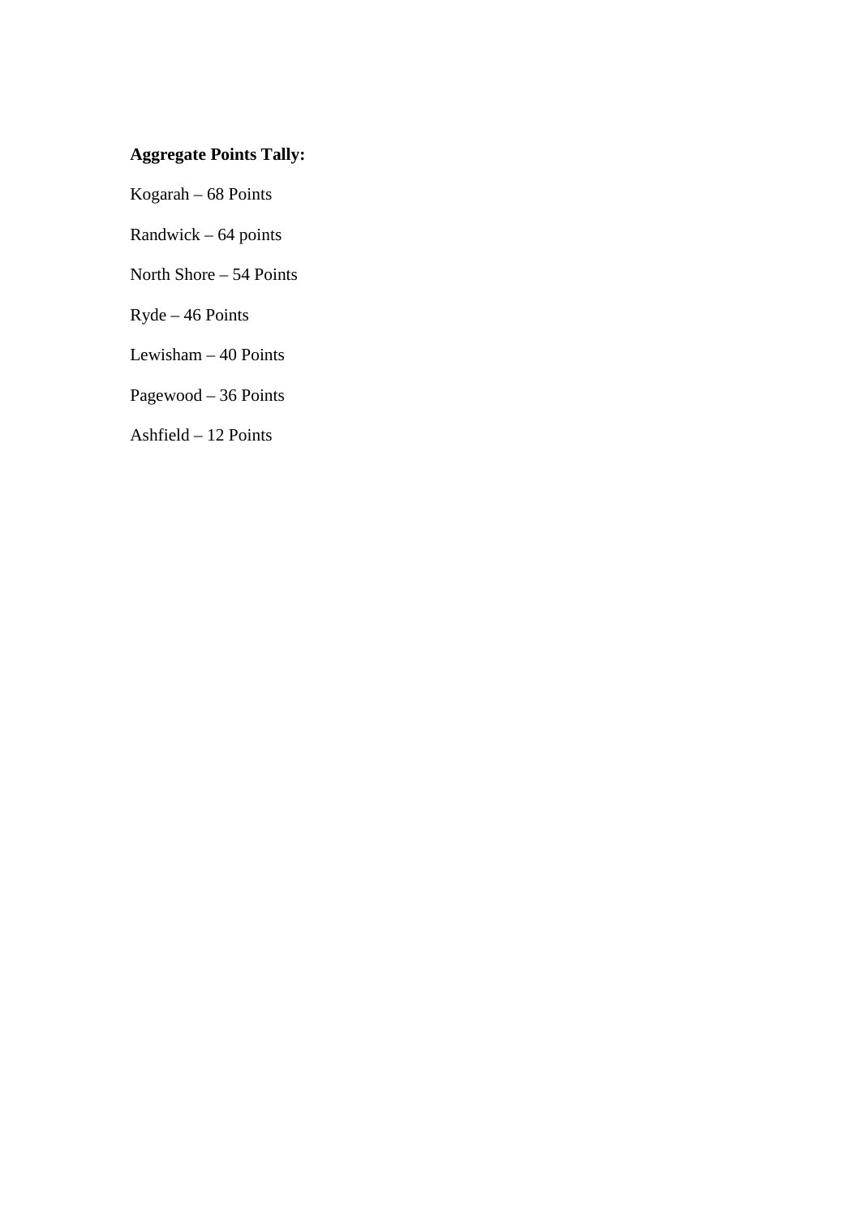**Aggregate Points Tally:**

Kogarah – 68 Points

Randwick – 64 points

North Shore – 54 Points

Ryde – 46 Points

Lewisham – 40 Points

Pagewood – 36 Points

Ashfield – 12 Points